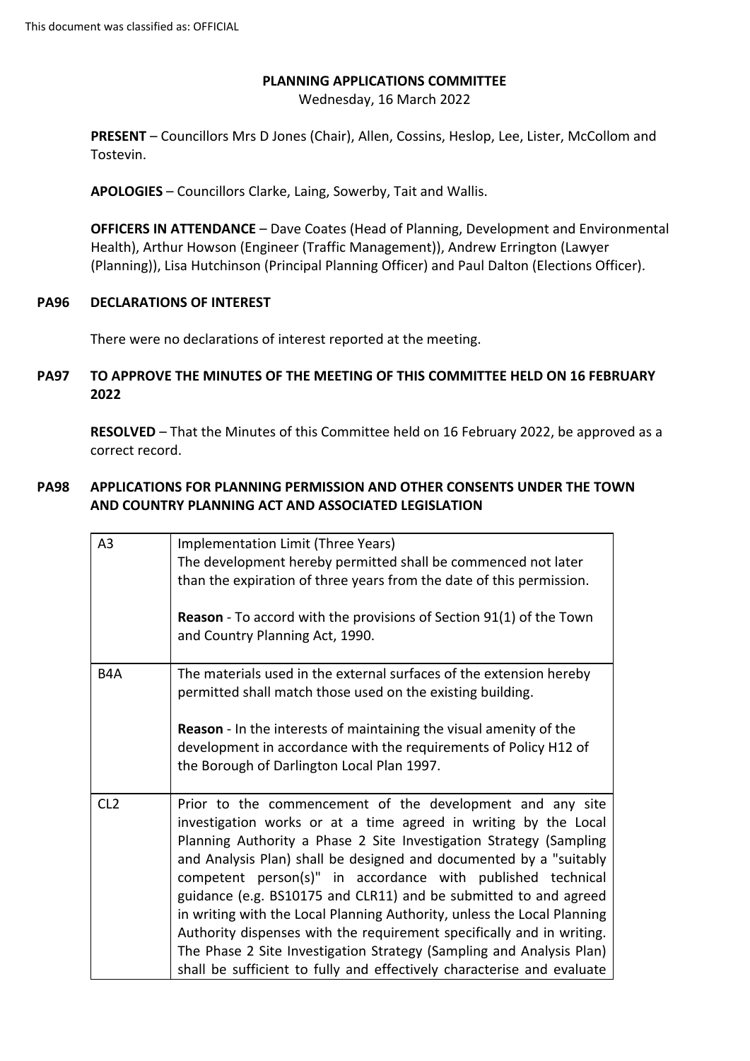This document was classified as: OFFICIAL

**PLANNING APPLICATIONS COMMITTEE**

Wednesday, 16 March 2022

**PRESENT** – Councillors Mrs D Jones (Chair), Allen, Cossins, Heslop, Lee, Lister, McCollom and Tostevin.

**APOLOGIES** – Councillors Clarke, Laing, Sowerby, Tait and Wallis.

**OFFICERS IN ATTENDANCE** – Dave Coates (Head of Planning, Development and Environmental Health), Arthur Howson (Engineer (Traffic Management)), Andrew Errington (Lawyer (Planning)), Lisa Hutchinson (Principal Planning Officer) and Paul Dalton (Elections Officer).

## PA96 DECLARATIONS OF INTEREST

There were no declarations of interest reported at the meeting.

## PA97 TO APPROVE THE MINUTES OF THE MEETING OF THIS COMMITTEE HELD ON 16 FEBRUARY 2022

**RESOLVED** – That the Minutes of this Committee held on 16 February 2022, be approved as a correct record.

## PA98 APPLICATIONS FOR PLANNING PERMISSION AND OTHER CONSENTS UNDER THE TOWN AND COUNTRY PLANNING ACT AND ASSOCIATED LEGISLATION

| | |
|---|---|
| A3 | Implementation Limit (Three Years)<br>The development hereby permitted shall be commenced not later than the expiration of three years from the date of this permission.<br><br>**Reason** - To accord with the provisions of Section 91(1) of the Town and Country Planning Act, 1990. |
| B4A | The materials used in the external surfaces of the extension hereby permitted shall match those used on the existing building.<br><br>**Reason** - In the interests of maintaining the visual amenity of the development in accordance with the requirements of Policy H12 of the Borough of Darlington Local Plan 1997. |
| CL2 | Prior to the commencement of the development and any site investigation works or at a time agreed in writing by the Local Planning Authority a Phase 2 Site Investigation Strategy (Sampling and Analysis Plan) shall be designed and documented by a "suitably competent person(s)" in accordance with published technical guidance (e.g. BS10175 and CLR11) and be submitted to and agreed in writing with the Local Planning Authority, unless the Local Planning Authority dispenses with the requirement specifically and in writing. The Phase 2 Site Investigation Strategy (Sampling and Analysis Plan) shall be sufficient to fully and effectively characterise and evaluate |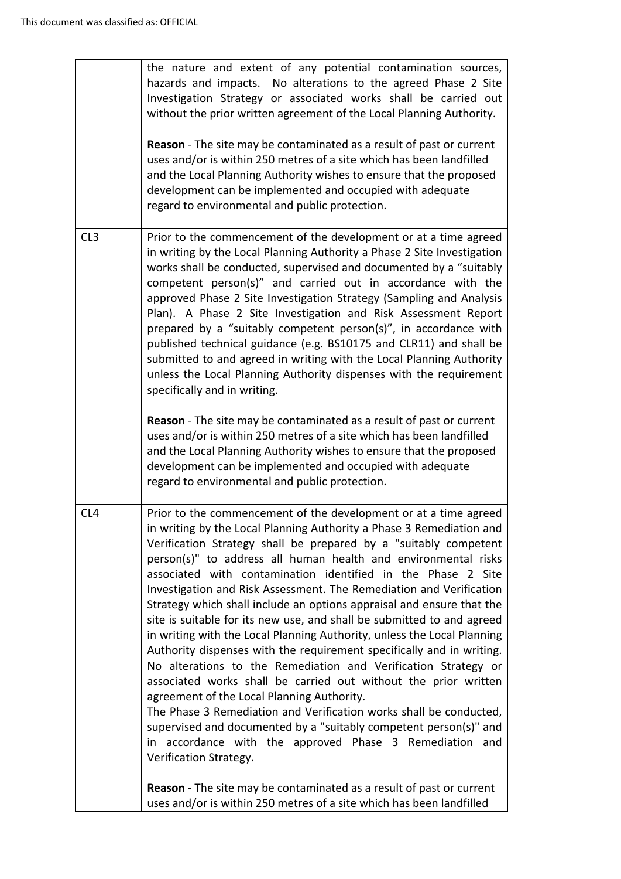| | |
|---|---|
| | the nature and extent of any potential contamination sources, hazards and impacts. No alterations to the agreed Phase 2 Site Investigation Strategy or associated works shall be carried out without the prior written agreement of the Local Planning Authority.<br><br>**Reason** - The site may be contaminated as a result of past or current uses and/or is within 250 metres of a site which has been landfilled and the Local Planning Authority wishes to ensure that the proposed development can be implemented and occupied with adequate regard to environmental and public protection. |
| CL3 | Prior to the commencement of the development or at a time agreed in writing by the Local Planning Authority a Phase 2 Site Investigation works shall be conducted, supervised and documented by a "suitably competent person(s)" and carried out in accordance with the approved Phase 2 Site Investigation Strategy (Sampling and Analysis Plan). A Phase 2 Site Investigation and Risk Assessment Report prepared by a "suitably competent person(s)", in accordance with published technical guidance (e.g. BS10175 and CLR11) and shall be submitted to and agreed in writing with the Local Planning Authority unless the Local Planning Authority dispenses with the requirement specifically and in writing.<br><br>**Reason** - The site may be contaminated as a result of past or current uses and/or is within 250 metres of a site which has been landfilled and the Local Planning Authority wishes to ensure that the proposed development can be implemented and occupied with adequate regard to environmental and public protection. |
| CL4 | Prior to the commencement of the development or at a time agreed in writing by the Local Planning Authority a Phase 3 Remediation and Verification Strategy shall be prepared by a "suitably competent person(s)" to address all human health and environmental risks associated with contamination identified in the Phase 2 Site Investigation and Risk Assessment. The Remediation and Verification Strategy which shall include an options appraisal and ensure that the site is suitable for its new use, and shall be submitted to and agreed in writing with the Local Planning Authority, unless the Local Planning Authority dispenses with the requirement specifically and in writing. No alterations to the Remediation and Verification Strategy or associated works shall be carried out without the prior written agreement of the Local Planning Authority.<br>The Phase 3 Remediation and Verification works shall be conducted, supervised and documented by a "suitably competent person(s)" and in accordance with the approved Phase 3 Remediation and Verification Strategy.<br><br>**Reason** - The site may be contaminated as a result of past or current uses and/or is within 250 metres of a site which has been landfilled |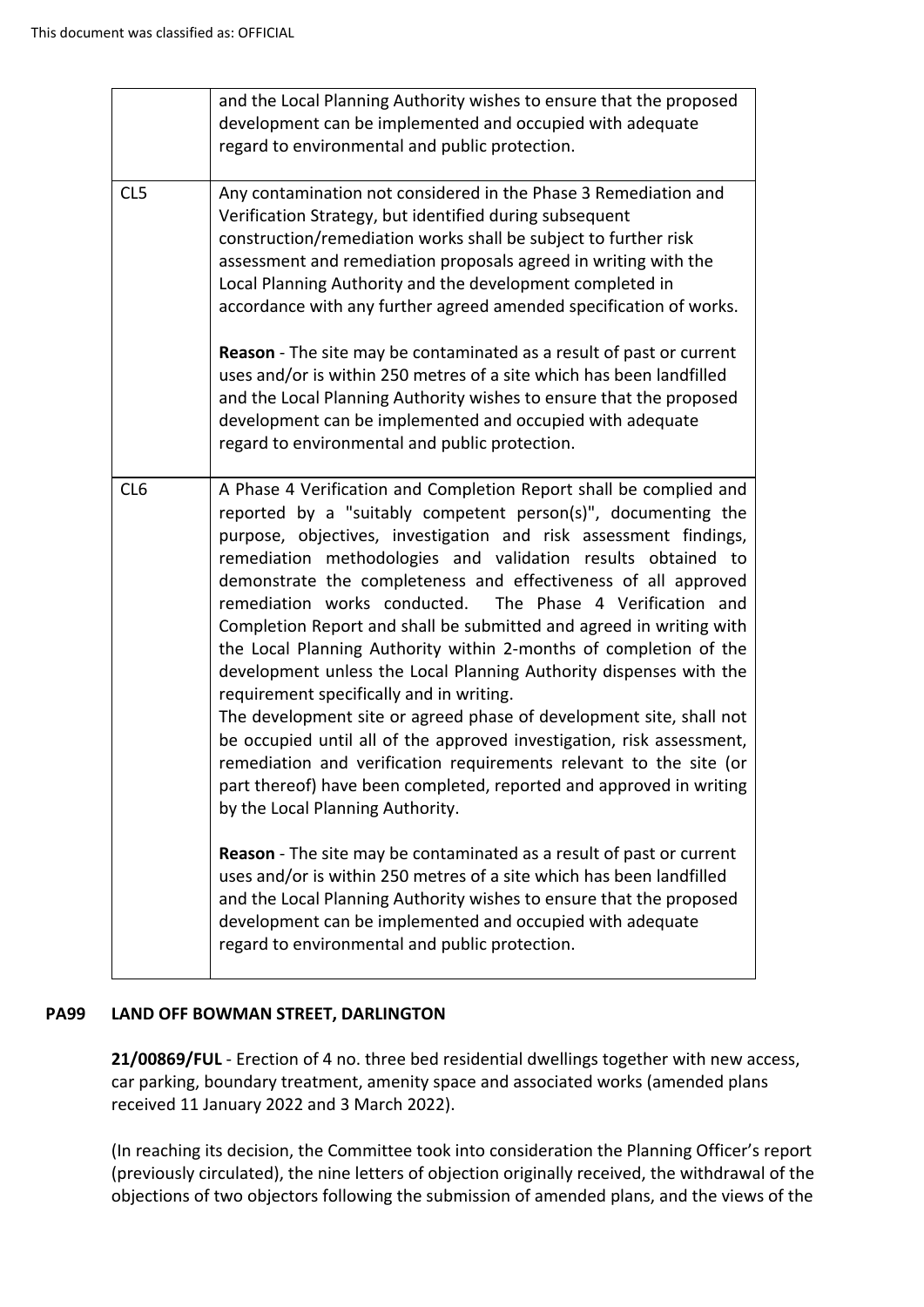| | |
|---|---|
| | and the Local Planning Authority wishes to ensure that the proposed development can be implemented and occupied with adequate regard to environmental and public protection. |
| CL5 | Any contamination not considered in the Phase 3 Remediation and Verification Strategy, but identified during subsequent construction/remediation works shall be subject to further risk assessment and remediation proposals agreed in writing with the Local Planning Authority and the development completed in accordance with any further agreed amended specification of works.<br><br>**Reason** - The site may be contaminated as a result of past or current uses and/or is within 250 metres of a site which has been landfilled and the Local Planning Authority wishes to ensure that the proposed development can be implemented and occupied with adequate regard to environmental and public protection. |
| CL6 | A Phase 4 Verification and Completion Report shall be complied and reported by a "suitably competent person(s)", documenting the purpose, objectives, investigation and risk assessment findings, remediation methodologies and validation results obtained to demonstrate the completeness and effectiveness of all approved remediation works conducted. The Phase 4 Verification and Completion Report and shall be submitted and agreed in writing with the Local Planning Authority within 2-months of completion of the development unless the Local Planning Authority dispenses with the requirement specifically and in writing.<br>The development site or agreed phase of development site, shall not be occupied until all of the approved investigation, risk assessment, remediation and verification requirements relevant to the site (or part thereof) have been completed, reported and approved in writing by the Local Planning Authority.<br><br>**Reason** - The site may be contaminated as a result of past or current uses and/or is within 250 metres of a site which has been landfilled and the Local Planning Authority wishes to ensure that the proposed development can be implemented and occupied with adequate regard to environmental and public protection. |

## PA99 LAND OFF BOWMAN STREET, DARLINGTON

**21/00869/FUL** - Erection of 4 no. three bed residential dwellings together with new access, car parking, boundary treatment, amenity space and associated works (amended plans received 11 January 2022 and 3 March 2022).

(In reaching its decision, the Committee took into consideration the Planning Officer's report (previously circulated), the nine letters of objection originally received, the withdrawal of the objections of two objectors following the submission of amended plans, and the views of the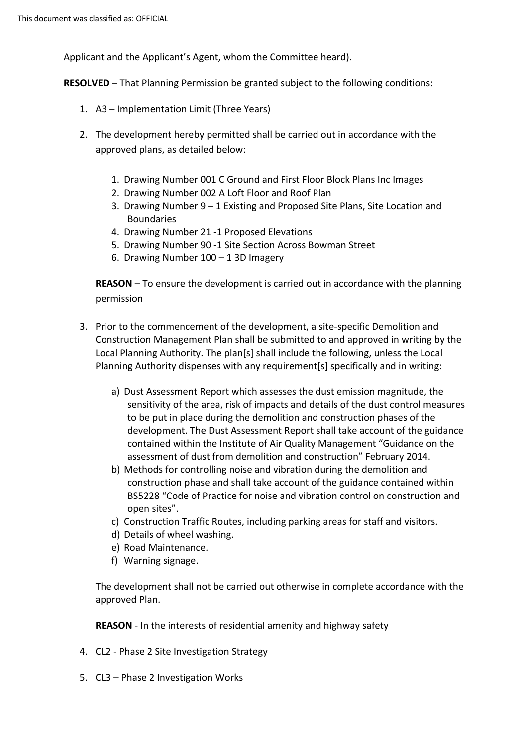Applicant and the Applicant's Agent, whom the Committee heard).

**RESOLVED** – That Planning Permission be granted subject to the following conditions:

1. A3 – Implementation Limit (Three Years)

2. The development hereby permitted shall be carried out in accordance with the approved plans, as detailed below:

    1. Drawing Number 001 C Ground and First Floor Block Plans Inc Images
    2. Drawing Number 002 A Loft Floor and Roof Plan
    3. Drawing Number 9 – 1 Existing and Proposed Site Plans, Site Location and Boundaries
    4. Drawing Number 21 -1 Proposed Elevations
    5. Drawing Number 90 -1 Site Section Across Bowman Street
    6. Drawing Number 100 – 1 3D Imagery

    **REASON** – To ensure the development is carried out in accordance with the planning permission

3. Prior to the commencement of the development, a site-specific Demolition and Construction Management Plan shall be submitted to and approved in writing by the Local Planning Authority. The plan[s] shall include the following, unless the Local Planning Authority dispenses with any requirement[s] specifically and in writing:

    a) Dust Assessment Report which assesses the dust emission magnitude, the sensitivity of the area, risk of impacts and details of the dust control measures to be put in place during the demolition and construction phases of the development. The Dust Assessment Report shall take account of the guidance contained within the Institute of Air Quality Management "Guidance on the assessment of dust from demolition and construction" February 2014.
    b) Methods for controlling noise and vibration during the demolition and construction phase and shall take account of the guidance contained within BS5228 "Code of Practice for noise and vibration control on construction and open sites".
    c) Construction Traffic Routes, including parking areas for staff and visitors.
    d) Details of wheel washing.
    e) Road Maintenance.
    f) Warning signage.

    The development shall not be carried out otherwise in complete accordance with the approved Plan.

    **REASON** - In the interests of residential amenity and highway safety

4. CL2 - Phase 2 Site Investigation Strategy

5. CL3 – Phase 2 Investigation Works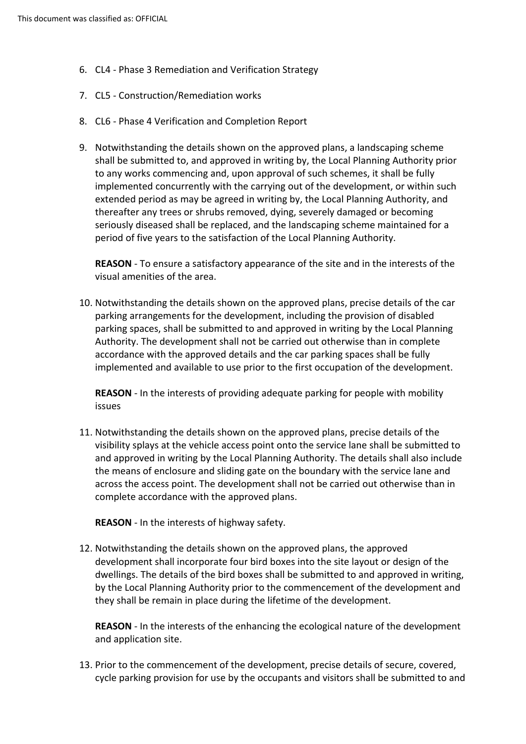6. CL4 - Phase 3 Remediation and Verification Strategy

7. CL5 - Construction/Remediation works

8. CL6 - Phase 4 Verification and Completion Report

9. Notwithstanding the details shown on the approved plans, a landscaping scheme shall be submitted to, and approved in writing by, the Local Planning Authority prior to any works commencing and, upon approval of such schemes, it shall be fully implemented concurrently with the carrying out of the development, or within such extended period as may be agreed in writing by, the Local Planning Authority, and thereafter any trees or shrubs removed, dying, severely damaged or becoming seriously diseased shall be replaced, and the landscaping scheme maintained for a period of five years to the satisfaction of the Local Planning Authority.

   **REASON** - To ensure a satisfactory appearance of the site and in the interests of the visual amenities of the area.

10. Notwithstanding the details shown on the approved plans, precise details of the car parking arrangements for the development, including the provision of disabled parking spaces, shall be submitted to and approved in writing by the Local Planning Authority. The development shall not be carried out otherwise than in complete accordance with the approved details and the car parking spaces shall be fully implemented and available to use prior to the first occupation of the development.

    **REASON** - In the interests of providing adequate parking for people with mobility issues

11. Notwithstanding the details shown on the approved plans, precise details of the visibility splays at the vehicle access point onto the service lane shall be submitted to and approved in writing by the Local Planning Authority. The details shall also include the means of enclosure and sliding gate on the boundary with the service lane and across the access point. The development shall not be carried out otherwise than in complete accordance with the approved plans.

    **REASON** - In the interests of highway safety.

12. Notwithstanding the details shown on the approved plans, the approved development shall incorporate four bird boxes into the site layout or design of the dwellings. The details of the bird boxes shall be submitted to and approved in writing, by the Local Planning Authority prior to the commencement of the development and they shall be remain in place during the lifetime of the development.

    **REASON** - In the interests of the enhancing the ecological nature of the development and application site.

13. Prior to the commencement of the development, precise details of secure, covered, cycle parking provision for use by the occupants and visitors shall be submitted to and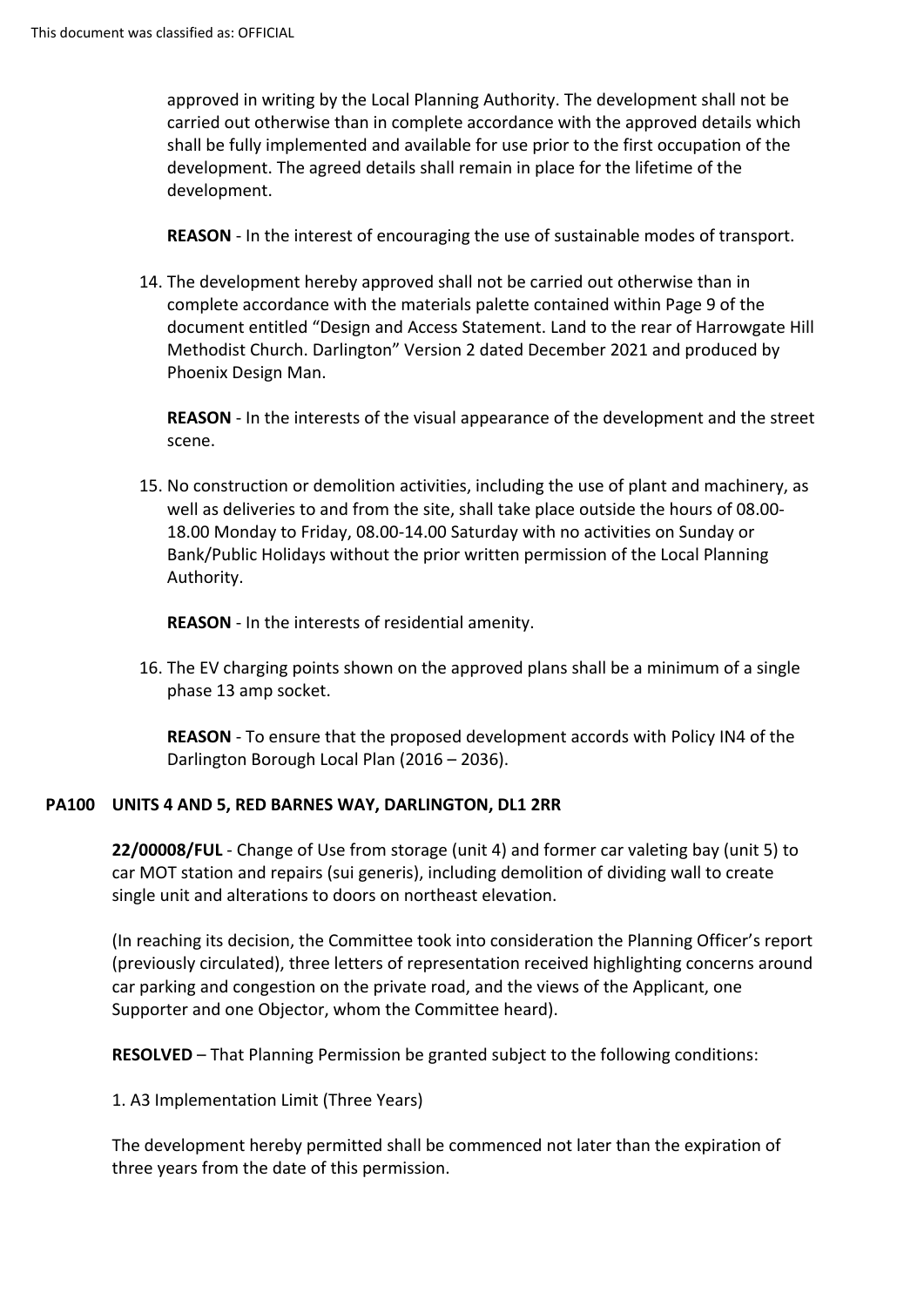approved in writing by the Local Planning Authority. The development shall not be carried out otherwise than in complete accordance with the approved details which shall be fully implemented and available for use prior to the first occupation of the development. The agreed details shall remain in place for the lifetime of the development.

**REASON** - In the interest of encouraging the use of sustainable modes of transport.

14. The development hereby approved shall not be carried out otherwise than in complete accordance with the materials palette contained within Page 9 of the document entitled "Design and Access Statement. Land to the rear of Harrowgate Hill Methodist Church. Darlington" Version 2 dated December 2021 and produced by Phoenix Design Man.

    **REASON** - In the interests of the visual appearance of the development and the street scene.

15. No construction or demolition activities, including the use of plant and machinery, as well as deliveries to and from the site, shall take place outside the hours of 08.00-18.00 Monday to Friday, 08.00-14.00 Saturday with no activities on Sunday or Bank/Public Holidays without the prior written permission of the Local Planning Authority.

    **REASON** - In the interests of residential amenity.

16. The EV charging points shown on the approved plans shall be a minimum of a single phase 13 amp socket.

    **REASON** - To ensure that the proposed development accords with Policy IN4 of the Darlington Borough Local Plan (2016 – 2036).

### PA100 UNITS 4 AND 5, RED BARNES WAY, DARLINGTON, DL1 2RR

**22/00008/FUL** - Change of Use from storage (unit 4) and former car valeting bay (unit 5) to car MOT station and repairs (sui generis), including demolition of dividing wall to create single unit and alterations to doors on northeast elevation.

(In reaching its decision, the Committee took into consideration the Planning Officer's report (previously circulated), three letters of representation received highlighting concerns around car parking and congestion on the private road, and the views of the Applicant, one Supporter and one Objector, whom the Committee heard).

**RESOLVED** – That Planning Permission be granted subject to the following conditions:

1. A3 Implementation Limit (Three Years)

The development hereby permitted shall be commenced not later than the expiration of three years from the date of this permission.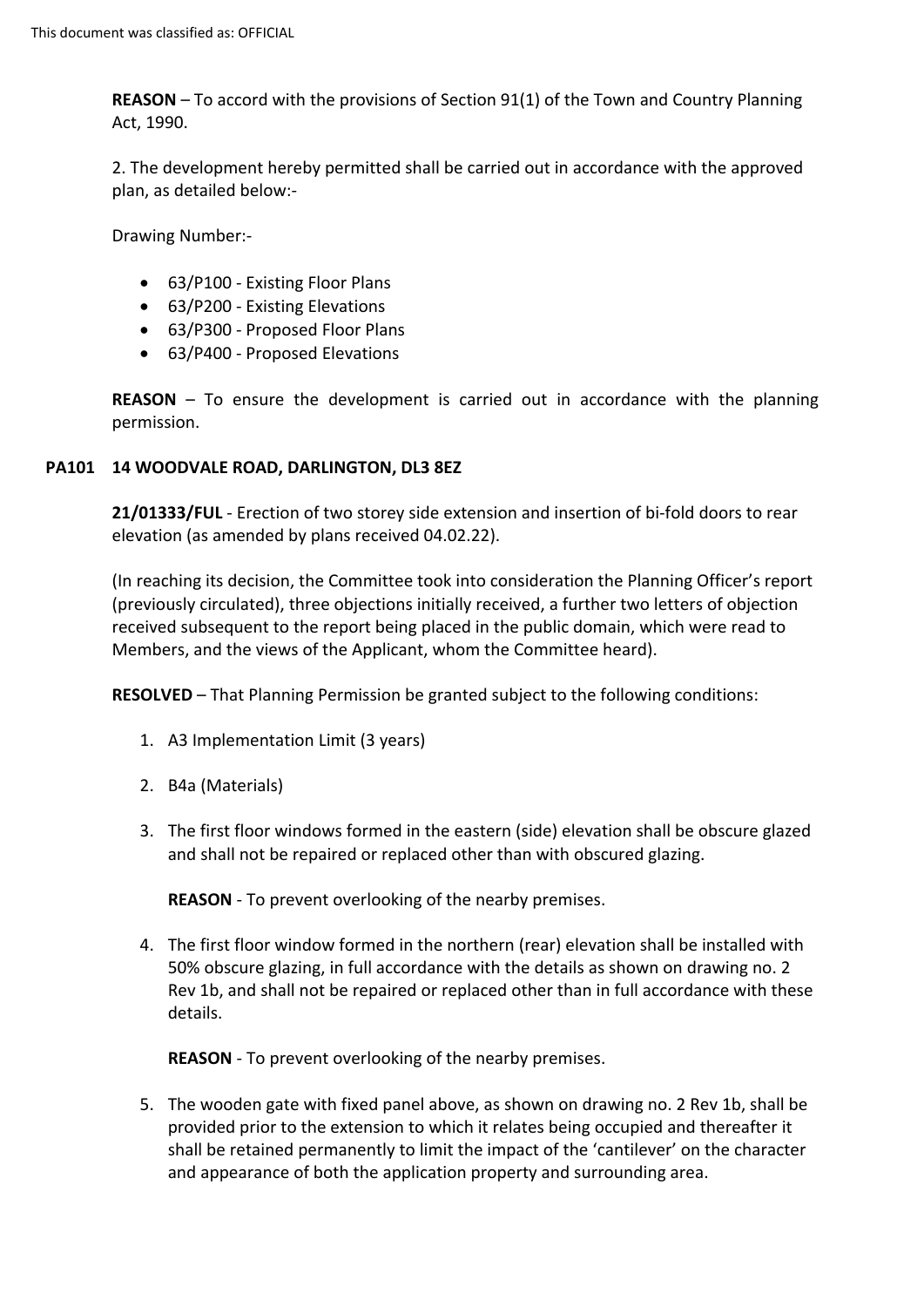**REASON** – To accord with the provisions of Section 91(1) of the Town and Country Planning Act, 1990.

2. The development hereby permitted shall be carried out in accordance with the approved plan, as detailed below:-

Drawing Number:-

- 63/P100 - Existing Floor Plans
- 63/P200 - Existing Elevations
- 63/P300 - Proposed Floor Plans
- 63/P400 - Proposed Elevations

**REASON** – To ensure the development is carried out in accordance with the planning permission.

**PA101 14 WOODVALE ROAD, DARLINGTON, DL3 8EZ**

**21/01333/FUL** - Erection of two storey side extension and insertion of bi-fold doors to rear elevation (as amended by plans received 04.02.22).

(In reaching its decision, the Committee took into consideration the Planning Officer's report (previously circulated), three objections initially received, a further two letters of objection received subsequent to the report being placed in the public domain, which were read to Members, and the views of the Applicant, whom the Committee heard).

**RESOLVED** – That Planning Permission be granted subject to the following conditions:

1. A3 Implementation Limit (3 years)

2. B4a (Materials)

3. The first floor windows formed in the eastern (side) elevation shall be obscure glazed and shall not be repaired or replaced other than with obscured glazing.

   **REASON** - To prevent overlooking of the nearby premises.

4. The first floor window formed in the northern (rear) elevation shall be installed with 50% obscure glazing, in full accordance with the details as shown on drawing no. 2 Rev 1b, and shall not be repaired or replaced other than in full accordance with these details.

   **REASON** - To prevent overlooking of the nearby premises.

5. The wooden gate with fixed panel above, as shown on drawing no. 2 Rev 1b, shall be provided prior to the extension to which it relates being occupied and thereafter it shall be retained permanently to limit the impact of the 'cantilever' on the character and appearance of both the application property and surrounding area.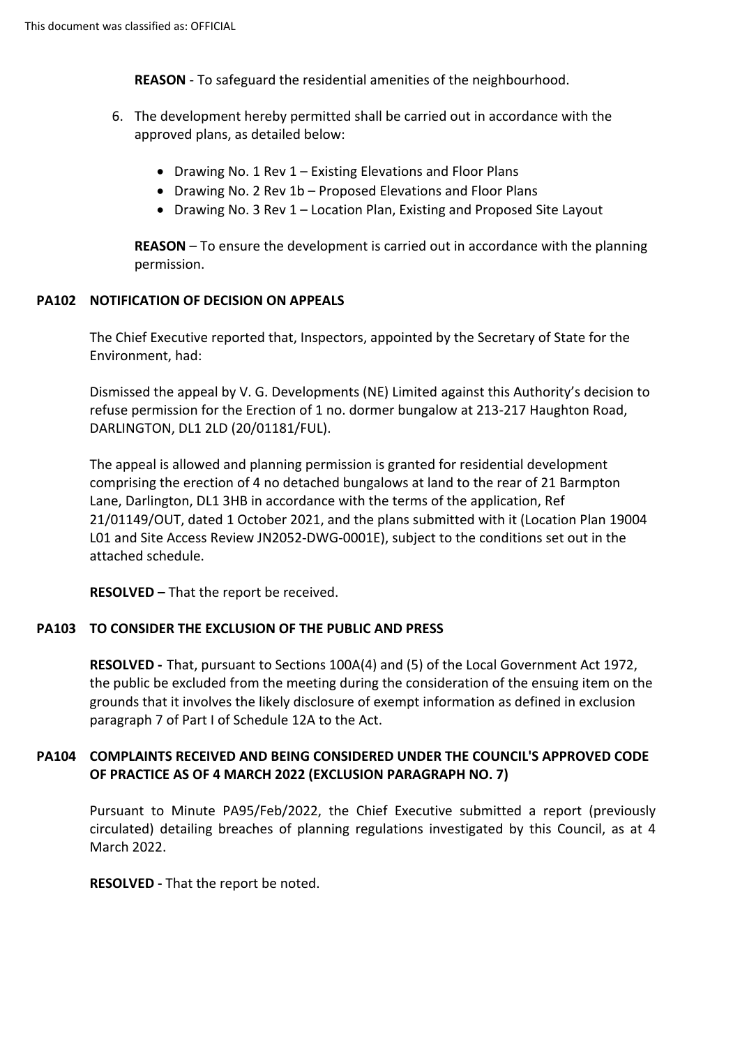**REASON** - To safeguard the residential amenities of the neighbourhood.

6. The development hereby permitted shall be carried out in accordance with the approved plans, as detailed below:

    - Drawing No. 1 Rev 1 – Existing Elevations and Floor Plans
    - Drawing No. 2 Rev 1b – Proposed Elevations and Floor Plans
    - Drawing No. 3 Rev 1 – Location Plan, Existing and Proposed Site Layout

    **REASON** – To ensure the development is carried out in accordance with the planning permission.

## PA102 NOTIFICATION OF DECISION ON APPEALS

The Chief Executive reported that, Inspectors, appointed by the Secretary of State for the Environment, had:

Dismissed the appeal by V. G. Developments (NE) Limited against this Authority's decision to refuse permission for the Erection of 1 no. dormer bungalow at 213-217 Haughton Road, DARLINGTON, DL1 2LD (20/01181/FUL).

The appeal is allowed and planning permission is granted for residential development comprising the erection of 4 no detached bungalows at land to the rear of 21 Barmpton Lane, Darlington, DL1 3HB in accordance with the terms of the application, Ref 21/01149/OUT, dated 1 October 2021, and the plans submitted with it (Location Plan 19004 L01 and Site Access Review JN2052-DWG-0001E), subject to the conditions set out in the attached schedule.

**RESOLVED –** That the report be received.

## PA103 TO CONSIDER THE EXCLUSION OF THE PUBLIC AND PRESS

**RESOLVED -** That, pursuant to Sections 100A(4) and (5) of the Local Government Act 1972, the public be excluded from the meeting during the consideration of the ensuing item on the grounds that it involves the likely disclosure of exempt information as defined in exclusion paragraph 7 of Part I of Schedule 12A to the Act.

## PA104 COMPLAINTS RECEIVED AND BEING CONSIDERED UNDER THE COUNCIL'S APPROVED CODE OF PRACTICE AS OF 4 MARCH 2022 (EXCLUSION PARAGRAPH NO. 7)

Pursuant to Minute PA95/Feb/2022, the Chief Executive submitted a report (previously circulated) detailing breaches of planning regulations investigated by this Council, as at 4 March 2022.

**RESOLVED -** That the report be noted.